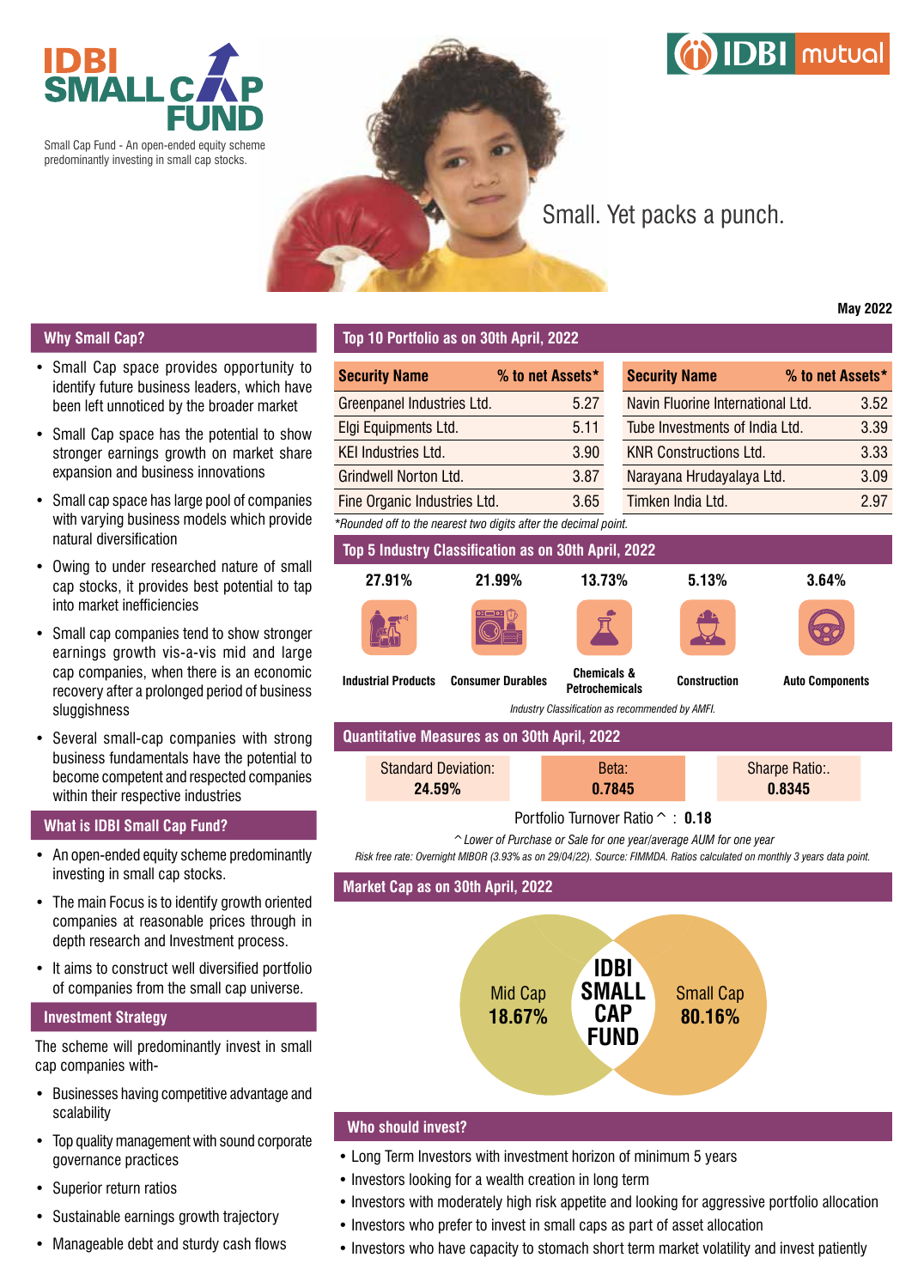# IDBI SMALL CAP FUND

Small Cap Fund - An open-ended equity scheme predominantly investing in small cap stocks.

IDBI mutual

Small. Yet packs a punch.

May 2022

## Why Small Cap?

- Small Cap space provides opportunity to identify future business leaders, which have been left unnoticed by the broader market
- Small Cap space has the potential to show stronger earnings growth on market share expansion and business innovations
- Small cap space has large pool of companies with varying business models which provide natural diversification
- Owing to under researched nature of small cap stocks, it provides best potential to tap into market inefficiencies
- Small cap companies tend to show stronger earnings growth vis-a-vis mid and large cap companies, when there is an economic recovery after a prolonged period of business sluggishness
- Several small-cap companies with strong business fundamentals have the potential to become competent and respected companies within their respective industries

## What is IDBI Small Cap Fund?

- An open-ended equity scheme predominantly investing in small cap stocks.
- The main Focus is to identify growth oriented companies at reasonable prices through in depth research and Investment process.
- It aims to construct well diversified portfolio of companies from the small cap universe.

## Investment Strategy

The scheme will predominantly invest in small cap companies with-

- Businesses having competitive advantage and scalability
- Top quality management with sound corporate governance practices
- Superior return ratios
- Sustainable earnings growth trajectory
- Manageable debt and sturdy cash flows

## Top 10 Portfolio as on 30th April, 2022

| Security Name | % to net Assets* | Security Name | % to net Assets* |
|---|---|---|---|
| Greenpanel Industries Ltd. | 5.27 | Navin Fluorine International Ltd. | 3.52 |
| Elgi Equipments Ltd. | 5.11 | Tube Investments of India Ltd. | 3.39 |
| KEI Industries Ltd. | 3.90 | KNR Constructions Ltd. | 3.33 |
| Grindwell Norton Ltd. | 3.87 | Narayana Hrudayalaya Ltd. | 3.09 |
| Fine Organic Industries Ltd. | 3.65 | Timken India Ltd. | 2.97 |

*Rounded off to the nearest two digits after the decimal point.*

## Top 5 Industry Classification as on 30th April, 2022

| Industrial Products | Consumer Durables | Chemicals & Petrochemicals | Construction | Auto Components |
|---|---|---|---|---|
| 27.91% | 21.99% | 13.73% | 5.13% | 3.64% |

*Industry Classification as recommended by AMFI.*

## Quantitative Measures as on 30th April, 2022

| Standard Deviation: | Beta: | Sharpe Ratio:. |
|---|---|---|
| **24.59%** | **0.7845** | **0.8345** |

Portfolio Turnover Ratio ^ : **0.18**

*^ Lower of Purchase or Sale for one year/average AUM for one year*

*Risk free rate: Overnight MIBOR (3.93% as on 29/04/22). Source: FIMMDA. Ratios calculated on monthly 3 years data point.*

## Market Cap as on 30th April, 2022

IDBI SMALL CAP FUND

- Mid Cap **18.67%**
- Small Cap **80.16%**

## Who should invest?

- Long Term Investors with investment horizon of minimum 5 years
- Investors looking for a wealth creation in long term
- Investors with moderately high risk appetite and looking for aggressive portfolio allocation
- Investors who prefer to invest in small caps as part of asset allocation
- Investors who have capacity to stomach short term market volatility and invest patiently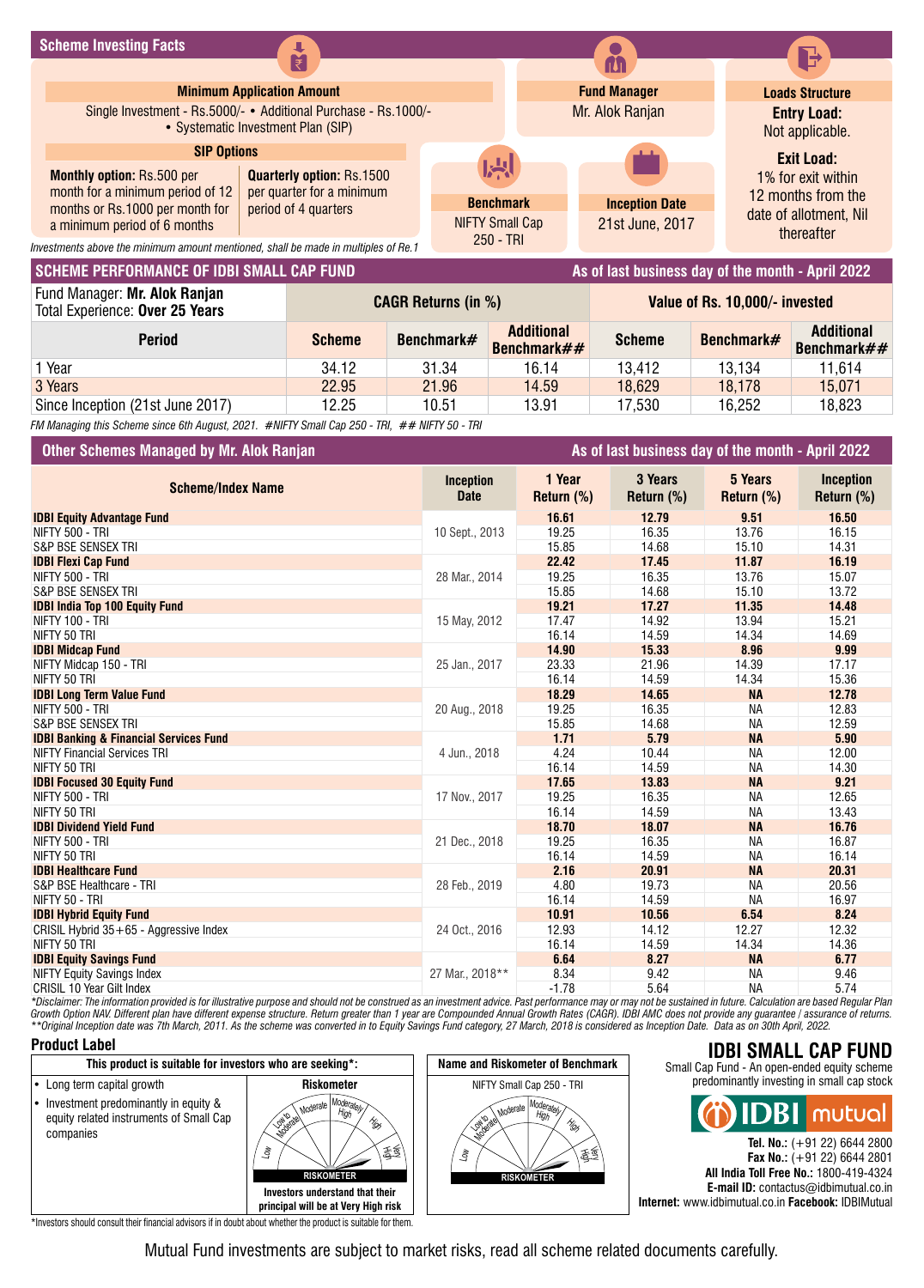## Scheme Investing Facts

**Minimum Application Amount**

Single Investment - Rs.5000/- • Additional Purchase - Rs.1000/- • Systematic Investment Plan (SIP)

**SIP Options**

**Monthly option:** Rs.500 per month for a minimum period of 12 months or Rs.1000 per month for a minimum period of 6 months

**Quarterly option:** Rs.1500 per quarter for a minimum period of 4 quarters

*Investments above the minimum amount mentioned, shall be made in multiples of Re.1*

**Fund Manager**

Mr. Alok Ranjan

**Benchmark**

NIFTY Small Cap 250 - TRI

**Inception Date**

21st June, 2017

**Loads Structure**

**Entry Load:** Not applicable.

**Exit Load:** 1% for exit within 12 months from the date of allotment, Nil thereafter

## SCHEME PERFORMANCE OF IDBI SMALL CAP FUND

As of last business day of the month - April 2022

Fund Manager: **Mr. Alok Ranjan**
Total Experience: **Over 25 Years**

| Period | CAGR Returns (in %) | | | Value of Rs. 10,000/- invested | | |
|---|---|---|---|---|---|---|
| | Scheme | Benchmark# | Additional Benchmark## | Scheme | Benchmark# | Additional Benchmark## |
| 1 Year | 34.12 | 31.34 | 16.14 | 13,412 | 13,134 | 11,614 |
| 3 Years | 22.95 | 21.96 | 14.59 | 18,629 | 18,178 | 15,071 |
| Since Inception (21st June 2017) | 12.25 | 10.51 | 13.91 | 17,530 | 16,252 | 18,823 |

*FM Managing this Scheme since 6th August, 2021. #NIFTY Small Cap 250 - TRI, ## NIFTY 50 - TRI*

## Other Schemes Managed by Mr. Alok Ranjan

As of last business day of the month - April 2022

| Scheme/Index Name | Inception Date | 1 Year Return (%) | 3 Years Return (%) | 5 Years Return (%) | Inception Return (%) |
|---|---|---|---|---|---|
| **IDBI Equity Advantage Fund** | 10 Sept., 2013 | **16.61** | **12.79** | **9.51** | **16.50** |
| NIFTY 500 - TRI | | 19.25 | 16.35 | 13.76 | 16.15 |
| S&P BSE SENSEX TRI | | 15.85 | 14.68 | 15.10 | 14.31 |
| **IDBI Flexi Cap Fund** | 28 Mar., 2014 | **22.42** | **17.45** | **11.87** | **16.19** |
| NIFTY 500 - TRI | | 19.25 | 16.35 | 13.76 | 15.07 |
| S&P BSE SENSEX TRI | | 15.85 | 14.68 | 15.10 | 13.72 |
| **IDBI India Top 100 Equity Fund** | 15 May, 2012 | **19.21** | **17.27** | **11.35** | **14.48** |
| NIFTY 100 - TRI | | 17.47 | 14.92 | 13.94 | 15.21 |
| NIFTY 50 TRI | | 16.14 | 14.59 | 14.34 | 14.69 |
| **IDBI Midcap Fund** | 25 Jan., 2017 | **14.90** | **15.33** | **8.96** | **9.99** |
| NIFTY Midcap 150 - TRI | | 23.33 | 21.96 | 14.39 | 17.17 |
| NIFTY 50 TRI | | 16.14 | 14.59 | 14.34 | 15.36 |
| **IDBI Long Term Value Fund** | 20 Aug., 2018 | **18.29** | **14.65** | **NA** | **12.78** |
| NIFTY 500 - TRI | | 19.25 | 16.35 | NA | 12.83 |
| S&P BSE SENSEX TRI | | 15.85 | 14.68 | NA | 12.59 |
| **IDBI Banking & Financial Services Fund** | 4 Jun., 2018 | **1.71** | **5.79** | **NA** | **5.90** |
| NIFTY Financial Services TRI | | 4.24 | 10.44 | NA | 12.00 |
| NIFTY 50 TRI | | 16.14 | 14.59 | NA | 14.30 |
| **IDBI Focused 30 Equity Fund** | 17 Nov., 2017 | **17.65** | **13.83** | **NA** | **9.21** |
| NIFTY 500 - TRI | | 19.25 | 16.35 | NA | 12.65 |
| NIFTY 50 TRI | | 16.14 | 14.59 | NA | 13.43 |
| **IDBI Dividend Yield Fund** | 21 Dec., 2018 | **18.70** | **18.07** | **NA** | **16.76** |
| NIFTY 500 - TRI | | 19.25 | 16.35 | NA | 16.87 |
| NIFTY 50 TRI | | 16.14 | 14.59 | NA | 16.14 |
| **IDBI Healthcare Fund** | 28 Feb., 2019 | **2.16** | **20.91** | **NA** | **20.31** |
| S&P BSE Healthcare - TRI | | 4.80 | 19.73 | NA | 20.56 |
| NIFTY 50 - TRI | | 16.14 | 14.59 | NA | 16.97 |
| **IDBI Hybrid Equity Fund** | 24 Oct., 2016 | **10.91** | **10.56** | **6.54** | **8.24** |
| CRISIL Hybrid 35+65 - Aggressive Index | | 12.93 | 14.12 | 12.27 | 12.32 |
| NIFTY 50 TRI | | 16.14 | 14.59 | 14.34 | 14.36 |
| **IDBI Equity Savings Fund** | 27 Mar., 2018** | **6.64** | **8.27** | **NA** | **6.77** |
| NIFTY Equity Savings Index | | 8.34 | 9.42 | NA | 9.46 |
| CRISIL 10 Year Gilt Index | | -1.78 | 5.64 | NA | 5.74 |

*Disclaimer: The information provided is for illustrative purpose and should not be construed as an investment advice. Past performance may or may not be sustained in future. Calculation are based Regular Plan Growth Option NAV. Different plan have different expense structure. Return greater than 1 year are Compounded Annual Growth Rates (CAGR). IDBI AMC does not provide any guarantee / assurance of returns.*
***Original Inception date was 7th March, 2011. As the scheme was converted in to Equity Savings Fund category, 27 March, 2018 is considered as Inception Date. Data as on 30th April, 2022.*

## Product Label

**This product is suitable for investors who are seeking*:**

- Long term capital growth
- Investment predominantly in equity & equity related instruments of Small Cap companies

**Riskometer**

Low, Low to Moderate, Moderate, Moderately High, High, Very High

RISKOMETER

**Investors understand that their principal will be at Very High risk**

**Name and Riskometer of Benchmark**

NIFTY Small Cap 250 - TRI

Low, Low to Moderate, Moderate, Moderately High, High, Very High

RISKOMETER

*Investors should consult their financial advisors if in doubt about whether the product is suitable for them.

## IDBI SMALL CAP FUND

Small Cap Fund - An open-ended equity scheme predominantly investing in small cap stock

IDBI mutual

**Tel. No.:** (+91 22) 6644 2800
**Fax No.:** (+91 22) 6644 2801
**All India Toll Free No.:** 1800-419-4324
**E-mail ID:** contactus@idbimutual.co.in
**Internet:** www.idbimutual.co.in **Facebook:** IDBIMutual

Mutual Fund investments are subject to market risks, read all scheme related documents carefully.